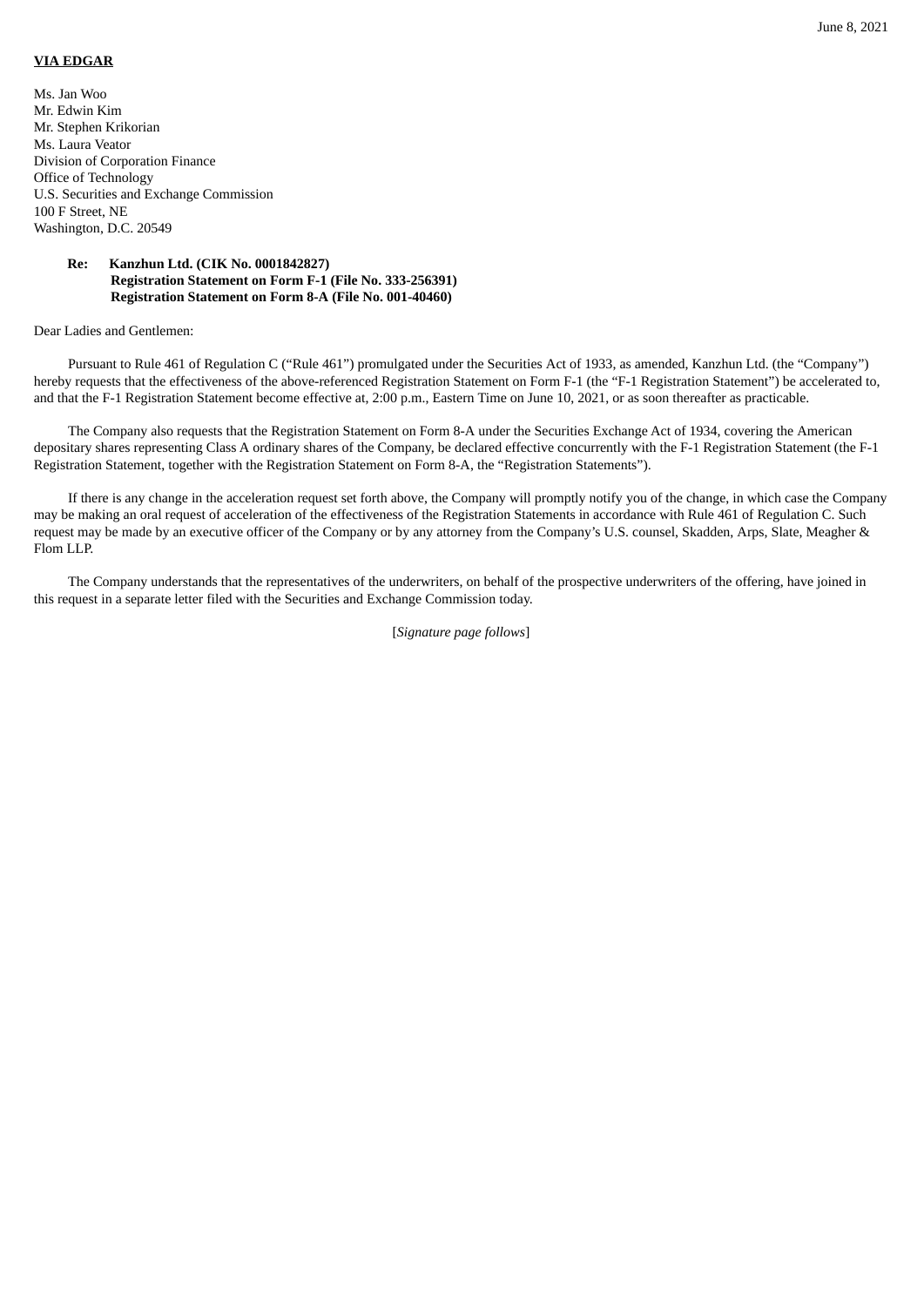June 8, 2021

**VIA EDGAR**

Ms. Jan Woo
Mr. Edwin Kim
Mr. Stephen Krikorian
Ms. Laura Veator
Division of Corporation Finance
Office of Technology
U.S. Securities and Exchange Commission
100 F Street, NE
Washington, D.C. 20549

**Re: Kanzhun Ltd. (CIK No. 0001842827)**
**Registration Statement on Form F-1 (File No. 333-256391)**
**Registration Statement on Form 8-A (File No. 001-40460)**

Dear Ladies and Gentlemen:

Pursuant to Rule 461 of Regulation C ("Rule 461") promulgated under the Securities Act of 1933, as amended, Kanzhun Ltd. (the "Company") hereby requests that the effectiveness of the above-referenced Registration Statement on Form F-1 (the "F-1 Registration Statement") be accelerated to, and that the F-1 Registration Statement become effective at, 2:00 p.m., Eastern Time on June 10, 2021, or as soon thereafter as practicable.

The Company also requests that the Registration Statement on Form 8-A under the Securities Exchange Act of 1934, covering the American depositary shares representing Class A ordinary shares of the Company, be declared effective concurrently with the F-1 Registration Statement (the F-1 Registration Statement, together with the Registration Statement on Form 8-A, the "Registration Statements").

If there is any change in the acceleration request set forth above, the Company will promptly notify you of the change, in which case the Company may be making an oral request of acceleration of the effectiveness of the Registration Statements in accordance with Rule 461 of Regulation C. Such request may be made by an executive officer of the Company or by any attorney from the Company's U.S. counsel, Skadden, Arps, Slate, Meagher & Flom LLP.

The Company understands that the representatives of the underwriters, on behalf of the prospective underwriters of the offering, have joined in this request in a separate letter filed with the Securities and Exchange Commission today.

[*Signature page follows*]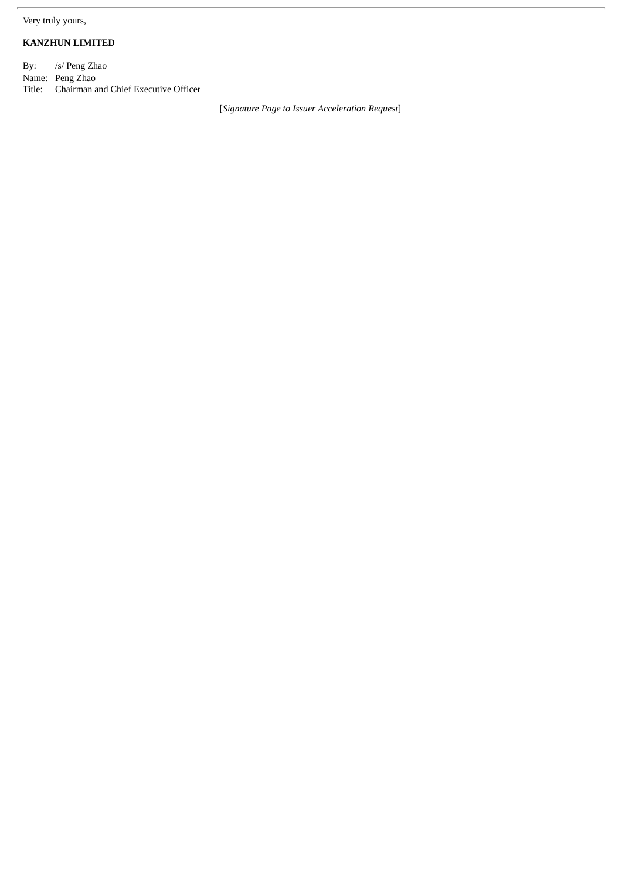Very truly yours,

**KANZHUN LIMITED**

By: /s/ Peng Zhao

Name: Peng Zhao

Title: Chairman and Chief Executive Officer

[*Signature Page to Issuer Acceleration Request*]